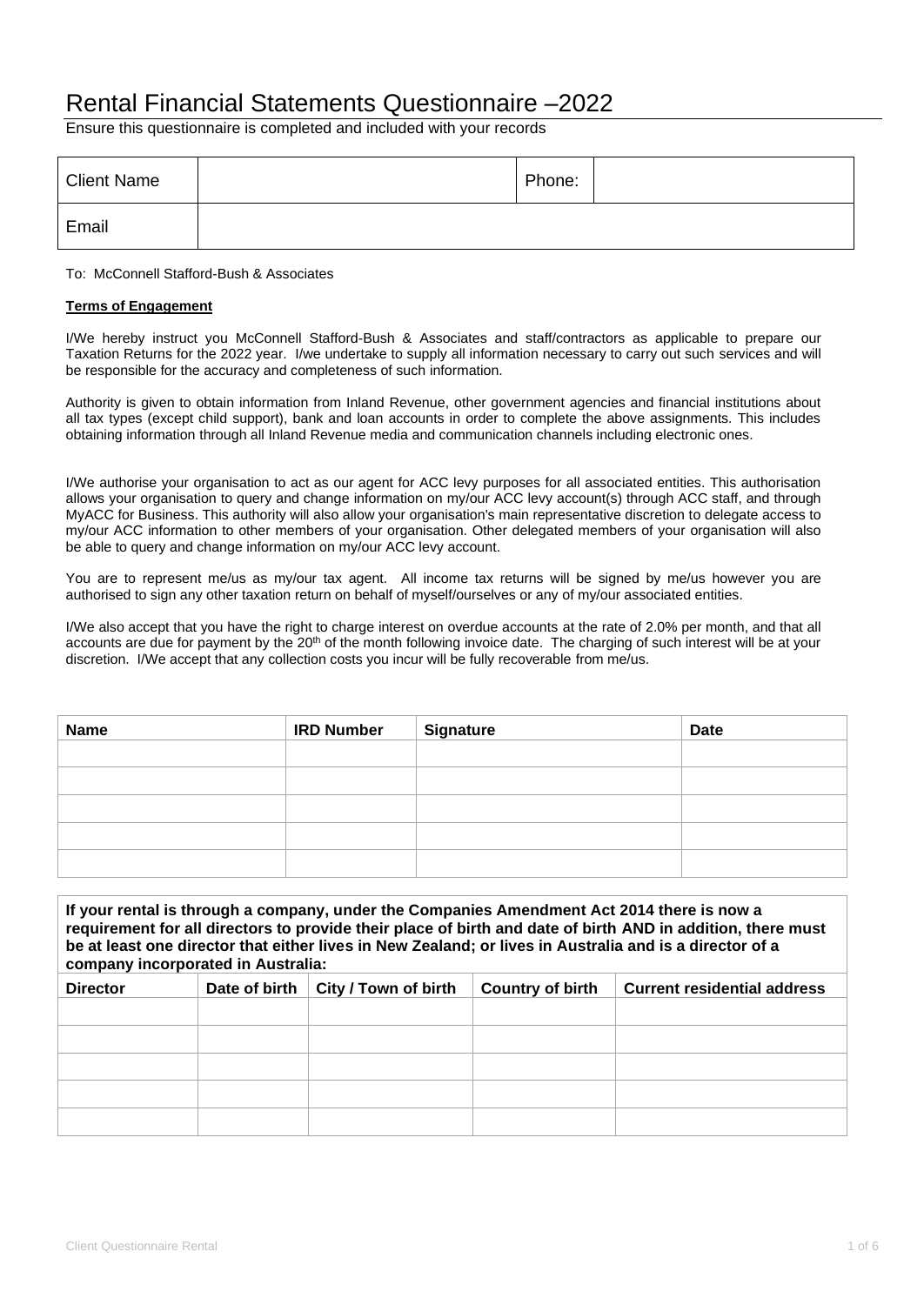# Rental Financial Statements Questionnaire –2022

Ensure this questionnaire is completed and included with your records

| Client Name | | Phone: | |
|---|---|---|---|
| Email | | | |

To: McConnell Stafford-Bush & Associates

**Terms of Engagement**

I/We hereby instruct you McConnell Stafford-Bush & Associates and staff/contractors as applicable to prepare our Taxation Returns for the 2022 year. I/we undertake to supply all information necessary to carry out such services and will be responsible for the accuracy and completeness of such information.

Authority is given to obtain information from Inland Revenue, other government agencies and financial institutions about all tax types (except child support), bank and loan accounts in order to complete the above assignments. This includes obtaining information through all Inland Revenue media and communication channels including electronic ones.

I/We authorise your organisation to act as our agent for ACC levy purposes for all associated entities. This authorisation allows your organisation to query and change information on my/our ACC levy account(s) through ACC staff, and through MyACC for Business. This authority will also allow your organisation's main representative discretion to delegate access to my/our ACC information to other members of your organisation. Other delegated members of your organisation will also be able to query and change information on my/our ACC levy account.

You are to represent me/us as my/our tax agent. All income tax returns will be signed by me/us however you are authorised to sign any other taxation return on behalf of myself/ourselves or any of my/our associated entities.

I/We also accept that you have the right to charge interest on overdue accounts at the rate of 2.0% per month, and that all accounts are due for payment by the 20th of the month following invoice date. The charging of such interest will be at your discretion. I/We accept that any collection costs you incur will be fully recoverable from me/us.

| Name | IRD Number | Signature | Date |
|---|---|---|---|
| | | | |
| | | | |
| | | | |
| | | | |
| | | | |

**If your rental is through a company, under the Companies Amendment Act 2014 there is now a requirement for all directors to provide their place of birth and date of birth AND in addition, there must be at least one director that either lives in New Zealand; or lives in Australia and is a director of a company incorporated in Australia:**

| Director | Date of birth | City / Town of birth | Country of birth | Current residential address |
|---|---|---|---|---|
| | | | | |
| | | | | |
| | | | | |
| | | | | |
| | | | | |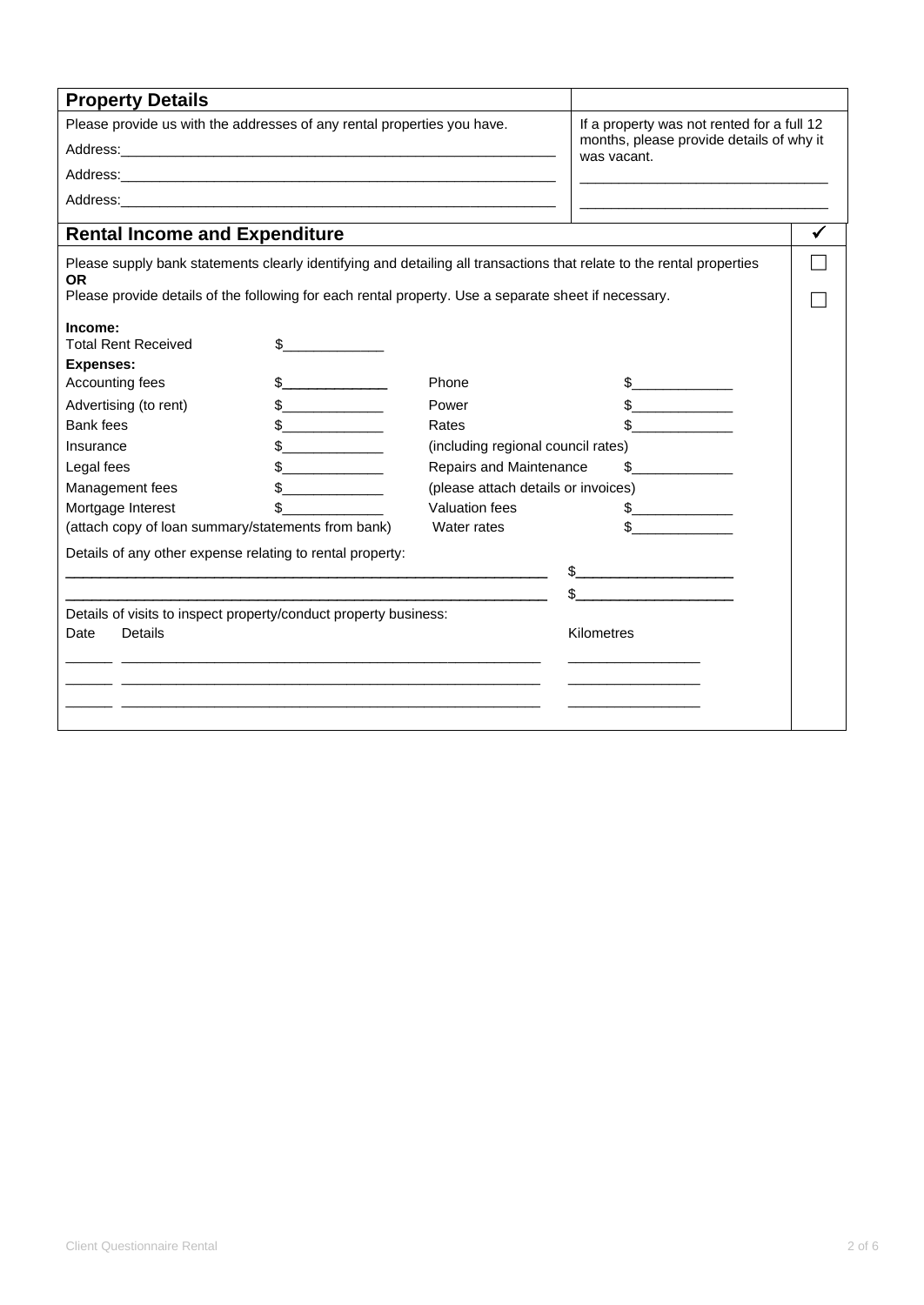## Property Details

| Please provide us with the addresses of any rental properties you have. | If a property was not rented for a full 12 months, please provide details of why it was vacant. |
|---|---|
| Address:_______________________________________________ | _______________________________ |
| Address:_______________________________________________ | _______________________________ |
| Address:_______________________________________________ | |

## Rental Income and Expenditure ✓

Please supply bank statements clearly identifying and detailing all transactions that relate to the rental properties ☐

**OR**

Please provide details of the following for each rental property. Use a separate sheet if necessary. ☐

**Income:**

| | | | |
|---|---|---|---|
| Total Rent Received | $_____________ | | |
| **Expenses:** | | | |
| Accounting fees | $_____________ | Phone | $_____________ |
| Advertising (to rent) | $_____________ | Power | $_____________ |
| Bank fees | $_____________ | Rates | $_____________ |
| Insurance | $_____________ | (including regional council rates) | |
| Legal fees | $_____________ | Repairs and Maintenance | $_____________ |
| Management fees | $_____________ | (please attach details or invoices) | |
| Mortgage Interest | $_____________ | Valuation fees | $_____________ |
| (attach copy of loan summary/statements from bank) | | Water rates | $_____________ |

Details of any other expense relating to rental property:

_______________________________________________ $___________________

_______________________________________________ $___________________

Details of visits to inspect property/conduct property business:

| Date | Details | Kilometres |
|---|---|---|
| ______ | _______________________________________ | _______________ |
| ______ | _______________________________________ | _______________ |
| ______ | _______________________________________ | _______________ |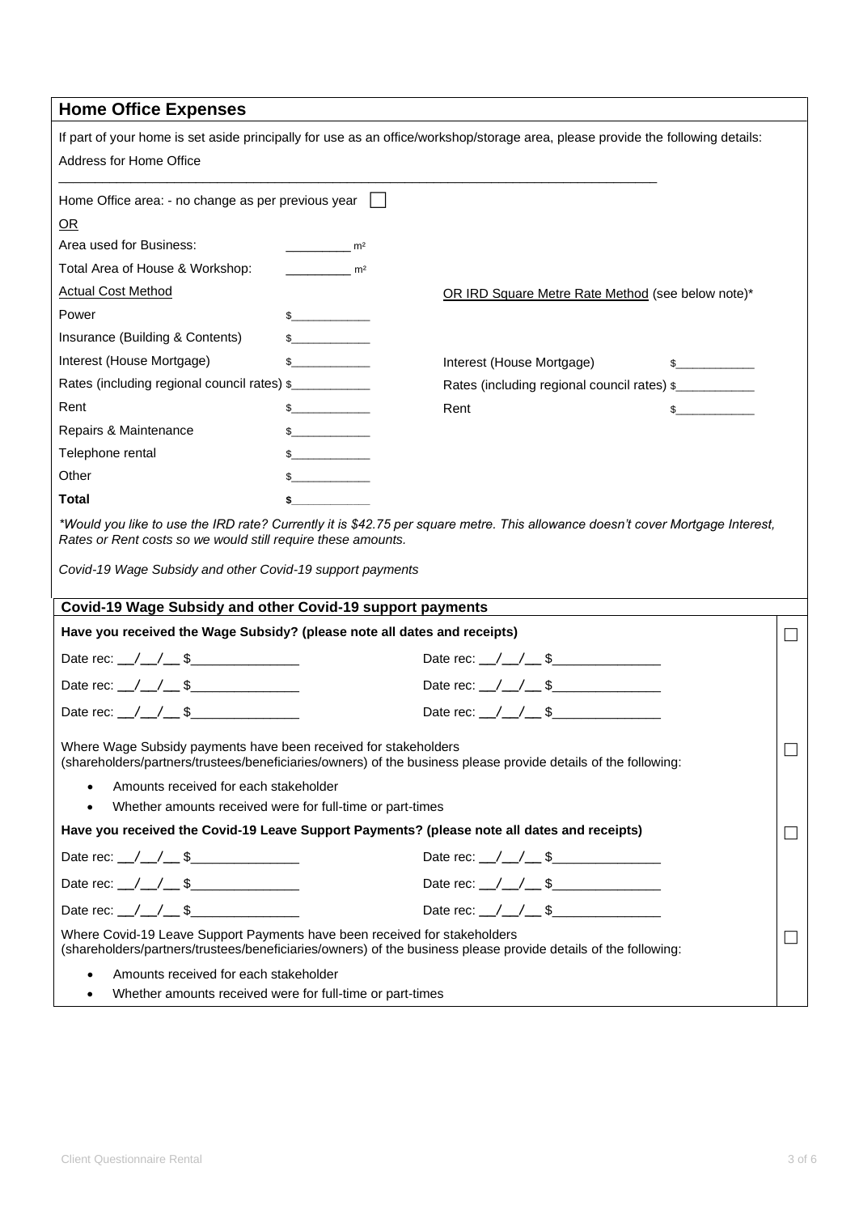## Home Office Expenses

If part of your home is set aside principally for use as an office/workshop/storage area, please provide the following details:

Address for Home Office

\_\_\_\_\_\_\_\_\_\_\_\_\_\_\_\_\_\_\_\_\_\_\_\_\_\_\_\_\_\_\_\_\_\_\_\_\_\_\_\_\_\_\_\_\_\_\_\_\_\_\_\_\_\_\_\_\_\_\_\_\_\_\_\_\_\_\_\_\_\_\_\_\_\_\_\_

Home Office area: - no change as per previous year ☐

OR

Area used for Business: \_\_\_\_\_\_\_\_\_ $m^2$

Total Area of House & Workshop: \_\_\_\_\_\_\_\_\_ $m^2$

| Actual Cost Method | | OR IRD Square Metre Rate Method (see below note)* | |
|---|---|---|---|
| Power | $\_\_\_\_\_\_\_\_\_\_\_ | | |
| Insurance (Building & Contents) | $\_\_\_\_\_\_\_\_\_\_\_ | | |
| Interest (House Mortgage) | $\_\_\_\_\_\_\_\_\_\_\_ | Interest (House Mortgage) | $\_\_\_\_\_\_\_\_\_\_\_ |
| Rates (including regional council rates) | $\_\_\_\_\_\_\_\_\_\_\_ | Rates (including regional council rates) | $\_\_\_\_\_\_\_\_\_\_\_ |
| Rent | $\_\_\_\_\_\_\_\_\_\_\_ | Rent | $\_\_\_\_\_\_\_\_\_\_\_ |
| Repairs & Maintenance | $\_\_\_\_\_\_\_\_\_\_\_ | | |
| Telephone rental | $\_\_\_\_\_\_\_\_\_\_\_ | | |
| Other | $\_\_\_\_\_\_\_\_\_\_\_ | | |
| **Total** | **$\_\_\_\_\_\_\_\_\_\_\_** | | |

*\*Would you like to use the IRD rate? Currently it is $42.75 per square metre. This allowance doesn't cover Mortgage Interest, Rates or Rent costs so we would still require these amounts.*

*Covid-19 Wage Subsidy and other Covid-19 support payments*

## Covid-19 Wage Subsidy and other Covid-19 support payments

**Have you received the Wage Subsidy? (please note all dates and receipts)** ☐

Date rec: \_\_/\_\_/\_\_ $\_\_\_\_\_\_\_\_\_\_\_\_\_\_ Date rec: \_\_/\_\_/\_\_ $\_\_\_\_\_\_\_\_\_\_\_\_\_\_

Date rec: \_\_/\_\_/\_\_ $\_\_\_\_\_\_\_\_\_\_\_\_\_\_ Date rec: \_\_/\_\_/\_\_ $\_\_\_\_\_\_\_\_\_\_\_\_\_\_

Date rec: \_\_/\_\_/\_\_ $\_\_\_\_\_\_\_\_\_\_\_\_\_\_ Date rec: \_\_/\_\_/\_\_ $\_\_\_\_\_\_\_\_\_\_\_\_\_\_

Where Wage Subsidy payments have been received for stakeholders (shareholders/partners/trustees/beneficiaries/owners) of the business please provide details of the following: ☐

- Amounts received for each stakeholder
- Whether amounts received were for full-time or part-times

**Have you received the Covid-19 Leave Support Payments? (please note all dates and receipts)** ☐

Date rec: \_\_/\_\_/\_\_ $\_\_\_\_\_\_\_\_\_\_\_\_\_\_ Date rec: \_\_/\_\_/\_\_ $\_\_\_\_\_\_\_\_\_\_\_\_\_\_

Date rec: \_\_/\_\_/\_\_ $\_\_\_\_\_\_\_\_\_\_\_\_\_\_ Date rec: \_\_/\_\_/\_\_ $\_\_\_\_\_\_\_\_\_\_\_\_\_\_

Date rec: \_\_/\_\_/\_\_ $\_\_\_\_\_\_\_\_\_\_\_\_\_\_ Date rec: \_\_/\_\_/\_\_ $\_\_\_\_\_\_\_\_\_\_\_\_\_\_

Where Covid-19 Leave Support Payments have been received for stakeholders (shareholders/partners/trustees/beneficiaries/owners) of the business please provide details of the following: ☐

- Amounts received for each stakeholder
- Whether amounts received were for full-time or part-times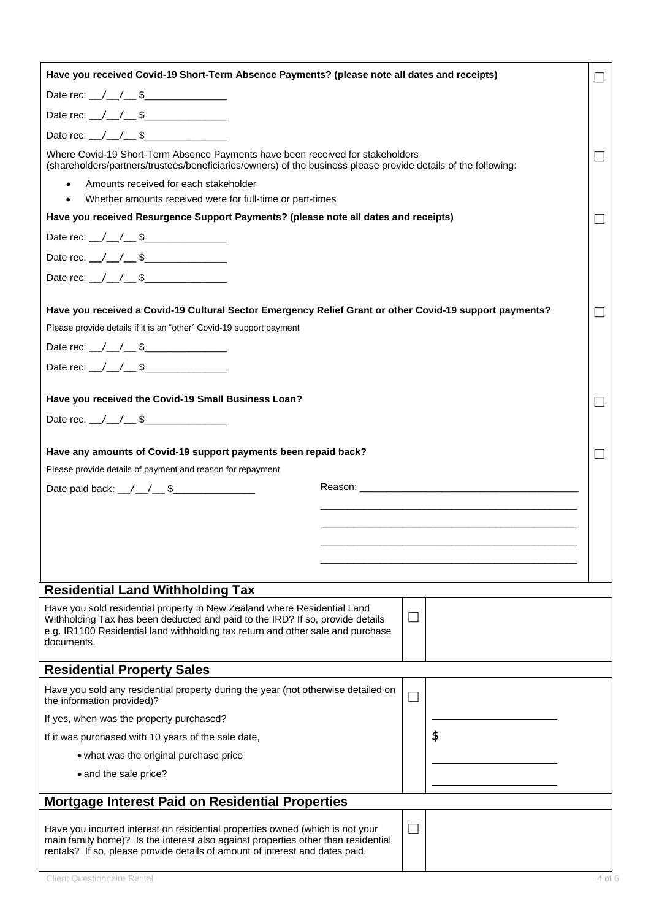| | |
|---|---|
| **Have you received Covid-19 Short-Term Absence Payments? (please note all dates and receipts)** | ☐ |
| Date rec: \_\_/\_\_/\_\_ $\_\_\_\_\_\_\_\_\_\_\_\_\_\_\_ | |
| Date rec: \_\_/\_\_/\_\_ $\_\_\_\_\_\_\_\_\_\_\_\_\_\_\_ | |
| Date rec: \_\_/\_\_/\_\_ $\_\_\_\_\_\_\_\_\_\_\_\_\_\_\_ | |
| Where Covid-19 Short-Term Absence Payments have been received for stakeholders (shareholders/partners/trustees/beneficiaries/owners) of the business please provide details of the following:<br>• Amounts received for each stakeholder<br>• Whether amounts received were for full-time or part-times | ☐ |
| **Have you received Resurgence Support Payments? (please note all dates and receipts)** | ☐ |
| Date rec: \_\_/\_\_/\_\_ $\_\_\_\_\_\_\_\_\_\_\_\_\_\_\_ | |
| Date rec: \_\_/\_\_/\_\_ $\_\_\_\_\_\_\_\_\_\_\_\_\_\_\_ | |
| Date rec: \_\_/\_\_/\_\_ $\_\_\_\_\_\_\_\_\_\_\_\_\_\_\_ | |
| **Have you received a Covid-19 Cultural Sector Emergency Relief Grant or other Covid-19 support payments?** | ☐ |
| Please provide details if it is an "other" Covid-19 support payment | |
| Date rec: \_\_/\_\_/\_\_ $\_\_\_\_\_\_\_\_\_\_\_\_\_\_\_ | |
| Date rec: \_\_/\_\_/\_\_ $\_\_\_\_\_\_\_\_\_\_\_\_\_\_\_ | |
| **Have you received the Covid-19 Small Business Loan?** | ☐ |
| Date rec: \_\_/\_\_/\_\_ $\_\_\_\_\_\_\_\_\_\_\_\_\_\_\_ | |
| **Have any amounts of Covid-19 support payments been repaid back?** | ☐ |
| Please provide details of payment and reason for repayment | |
| Date paid back: \_\_/\_\_/\_\_ $\_\_\_\_\_\_\_\_\_\_\_\_\_\_\_ Reason: \_\_\_\_\_\_\_\_\_\_\_\_\_\_\_\_\_\_\_\_\_\_\_\_\_\_\_\_\_\_\_\_\_\_\_\_\_\_\_\_ | |

## Residential Land Withholding Tax

| | | |
|---|---|---|
| Have you sold residential property in New Zealand where Residential Land Withholding Tax has been deducted and paid to the IRD? If so, provide details e.g. IR1100 Residential land withholding tax return and other sale and purchase documents. | ☐ | |

## Residential Property Sales

| | | |
|---|---|---|
| Have you sold any residential property during the year (not otherwise detailed on the information provided)? | ☐ | |
| If yes, when was the property purchased? | | \_\_\_\_\_\_\_\_\_\_\_\_\_\_\_\_\_\_\_\_ |
| If it was purchased with 10 years of the sale date, | | $ |
| • what was the original purchase price | | \_\_\_\_\_\_\_\_\_\_\_\_\_\_\_\_\_\_\_\_ |
| • and the sale price? | | \_\_\_\_\_\_\_\_\_\_\_\_\_\_\_\_\_\_\_\_ |

## Mortgage Interest Paid on Residential Properties

| | | |
|---|---|---|
| Have you incurred interest on residential properties owned (which is not your main family home)? Is the interest also against properties other than residential rentals? If so, please provide details of amount of interest and dates paid. | ☐ | |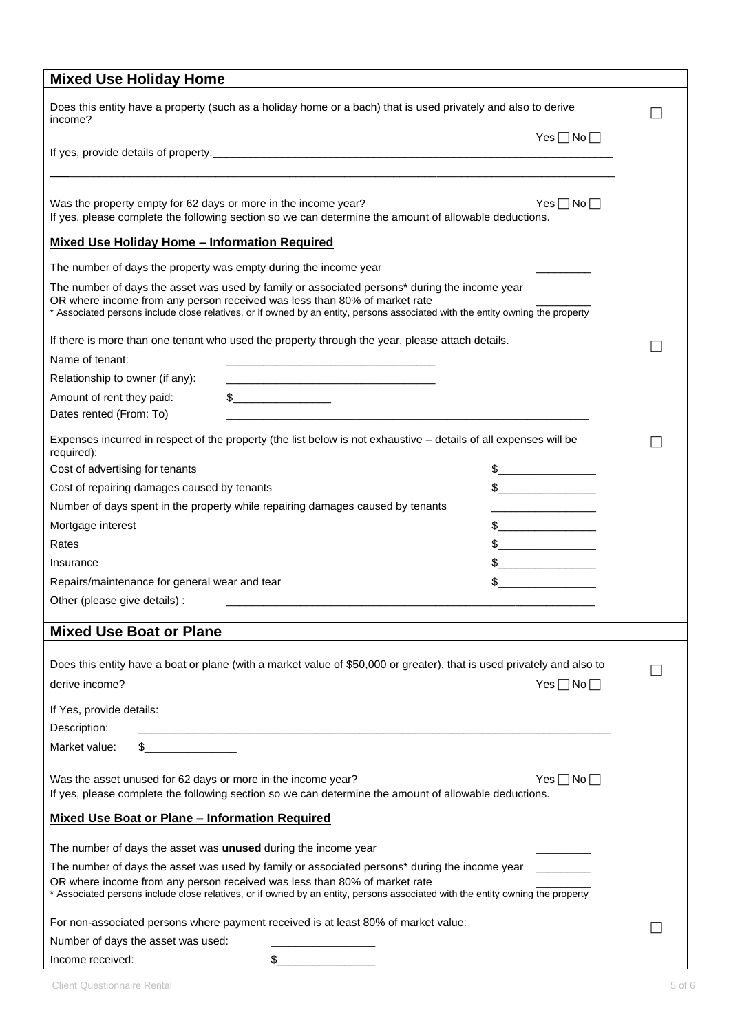## Mixed Use Holiday Home

Does this entity have a property (such as a holiday home or a bach) that is used privately and also to derive income? Yes ☐ No ☐ ☐

If yes, provide details of property:______________________________________________________________

_____________________________________________________________________________________________

Was the property empty for 62 days or more in the income year? Yes ☐ No ☐
If yes, please complete the following section so we can determine the amount of allowable deductions.

**Mixed Use Holiday Home – Information Required**

The number of days the property was empty during the income year _________

The number of days the asset was used by family or associated persons* during the income year OR where income from any person received was less than 80% of market rate _________
* Associated persons include close relatives, or if owned by an entity, persons associated with the entity owning the property

If there is more than one tenant who used the property through the year, please attach details. ☐

Name of tenant: ___________________________________

Relationship to owner (if any): ___________________________________

Amount of rent they paid: $________________

Dates rented (From: To) ______________________________________________________________

Expenses incurred in respect of the property (the list below is not exhaustive – details of all expenses will be required): ☐

| | |
|---|---|
| Cost of advertising for tenants | $________________ |
| Cost of repairing damages caused by tenants | $________________ |
| Number of days spent in the property while repairing damages caused by tenants | ________________ |
| Mortgage interest | $________________ |
| Rates | $________________ |
| Insurance | $________________ |
| Repairs/maintenance for general wear and tear | $________________ |
| Other (please give details) : | ______________________________________________________________ |

## Mixed Use Boat or Plane

Does this entity have a boat or plane (with a market value of $50,000 or greater), that is used privately and also to derive income? Yes ☐ No ☐ ☐

If Yes, provide details:

Description: ______________________________________________________________________________

Market value: $_______________

Was the asset unused for 62 days or more in the income year? Yes ☐ No ☐
If yes, please complete the following section so we can determine the amount of allowable deductions.

**Mixed Use Boat or Plane – Information Required**

The number of days the asset was **unused** during the income year _________

The number of days the asset was used by family or associated persons* during the income year _________
OR where income from any person received was less than 80% of market rate _________
* Associated persons include close relatives, or if owned by an entity, persons associated with the entity owning the property

For non-associated persons where payment received is at least 80% of market value: ☐

Number of days the asset was used: _________________

Income received: $________________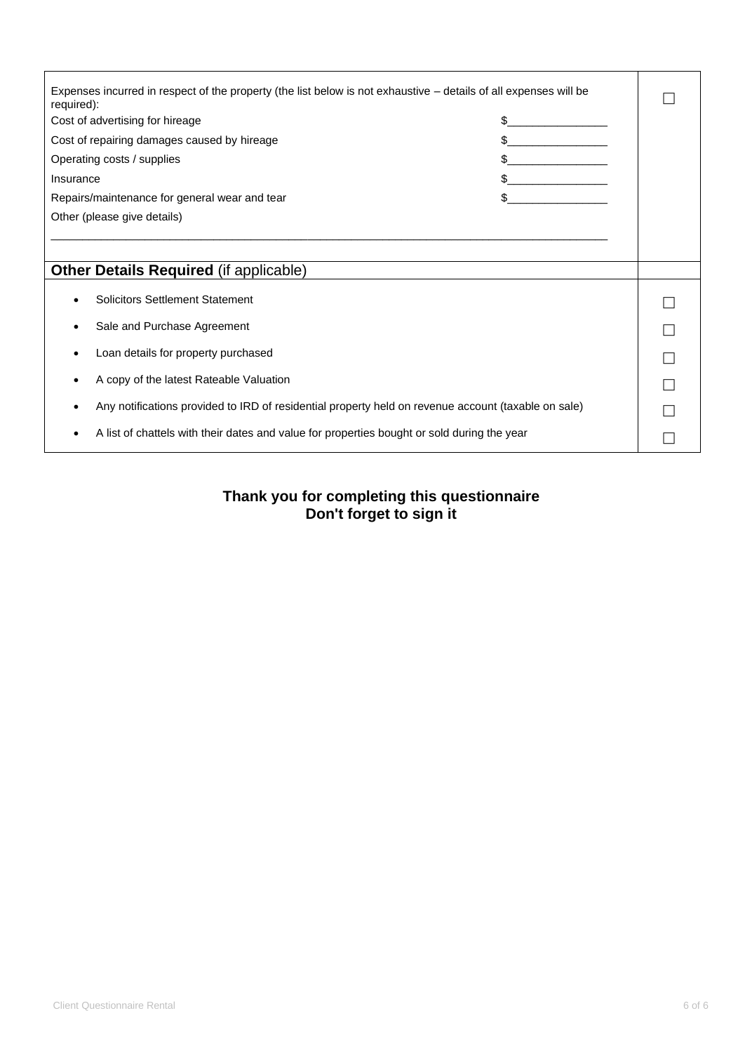| | |
|---|---|
| Expenses incurred in respect of the property (the list below is not exhaustive – details of all expenses will be required):<br>Cost of advertising for hireage $________________<br>Cost of repairing damages caused by hireage $________________<br>Operating costs / supplies $________________<br>Insurance $________________<br>Repairs/maintenance for general wear and tear $________________<br>Other (please give details)<br>________________________________________________________________________________________ | ☐ |
| **Other Details Required** (if applicable) | |
| • Solicitors Settlement Statement | ☐ |
| • Sale and Purchase Agreement | ☐ |
| • Loan details for property purchased | ☐ |
| • A copy of the latest Rateable Valuation | ☐ |
| • Any notifications provided to IRD of residential property held on revenue account (taxable on sale) | ☐ |
| • A list of chattels with their dates and value for properties bought or sold during the year | ☐ |

**Thank you for completing this questionnaire**
**Don't forget to sign it**